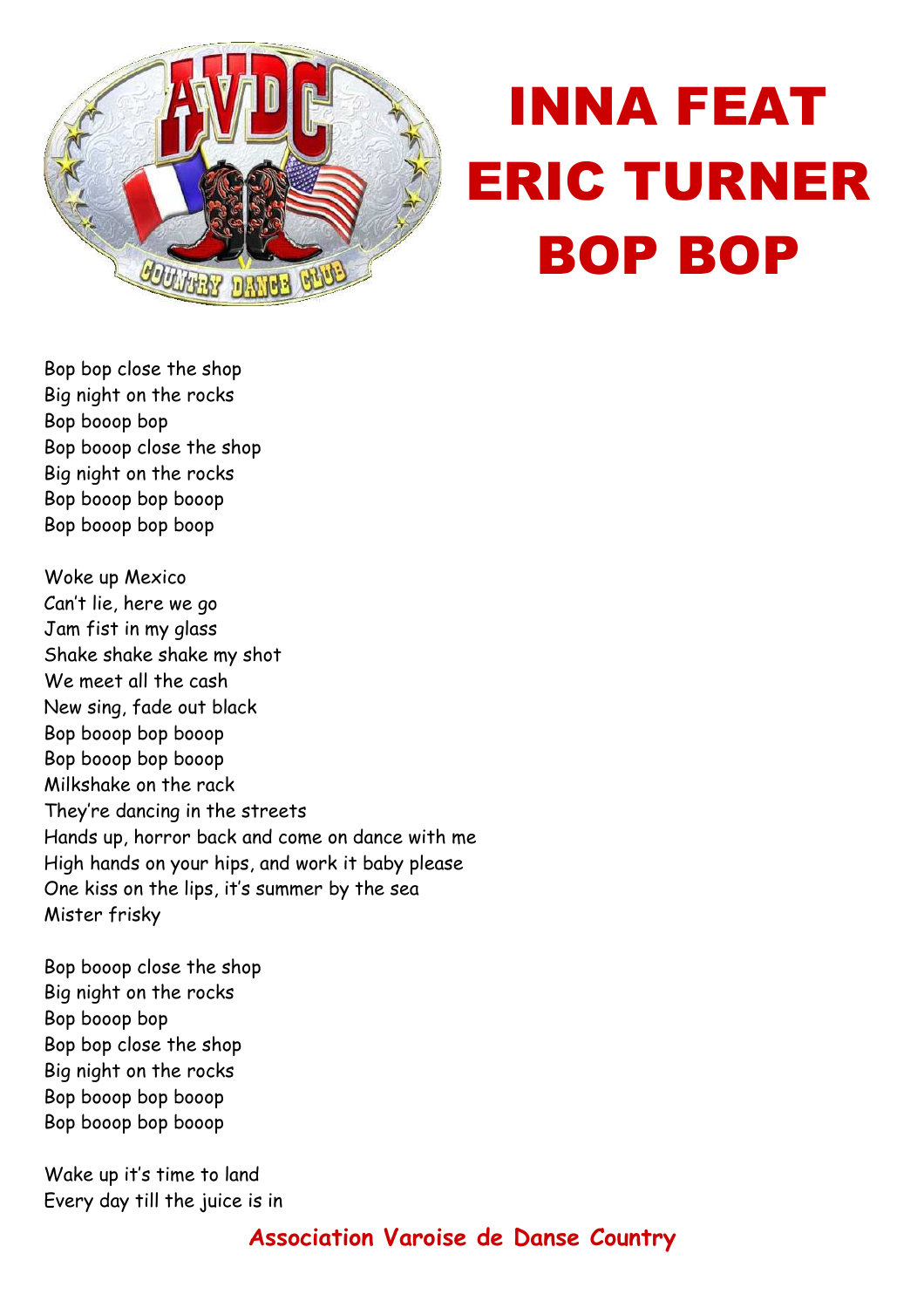# INNA FEAT ERIC TURNER BOP BOP

Bop bop close the shop
Big night on the rocks
Bop booop bop
Bop booop close the shop
Big night on the rocks
Bop booop bop booop
Bop booop bop boop

Woke up Mexico
Can't lie, here we go
Jam fist in my glass
Shake shake shake my shot
We meet all the cash
New sing, fade out black
Bop booop bop booop
Bop booop bop booop
Milkshake on the rack
They're dancing in the streets
Hands up, horror back and come on dance with me
High hands on your hips, and work it baby please
One kiss on the lips, it's summer by the sea
Mister frisky

Bop booop close the shop
Big night on the rocks
Bop booop bop
Bop bop close the shop
Big night on the rocks
Bop booop bop booop
Bop booop bop booop

Wake up it's time to land
Every day till the juice is in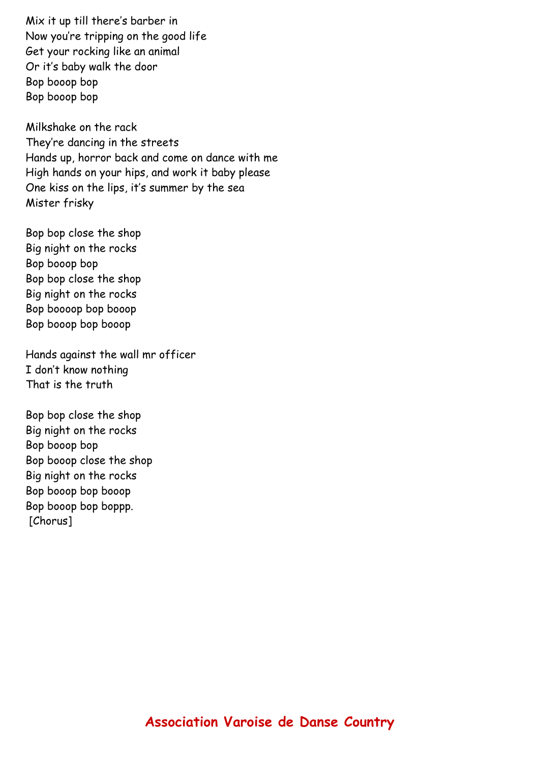Mix it up till there's barber in
Now you're tripping on the good life
Get your rocking like an animal
Or it's baby walk the door
Bop booop bop
Bop booop bop

Milkshake on the rack
They're dancing in the streets
Hands up, horror back and come on dance with me
High hands on your hips, and work it baby please
One kiss on the lips, it's summer by the sea
Mister frisky

Bop bop close the shop
Big night on the rocks
Bop booop bop
Bop bop close the shop
Big night on the rocks
Bop boooop bop booop
Bop booop bop booop

Hands against the wall mr officer
I don't know nothing
That is the truth

Bop bop close the shop
Big night on the rocks
Bop booop bop
Bop booop close the shop
Big night on the rocks
Bop booop bop booop
Bop booop bop boppp.
[Chorus]

**Association Varoise de Danse Country**